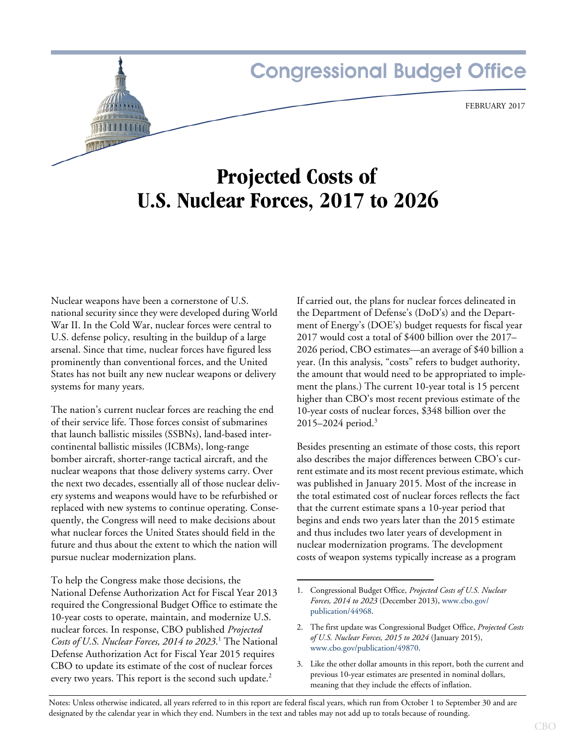Congressional Budget Office

FEBRUARY 2017

# Projected Costs of U.S. Nuclear Forces, 2017 to 2026

Nuclear weapons have been a cornerstone of U.S. national security since they were developed during World War II. In the Cold War, nuclear forces were central to U.S. defense policy, resulting in the buildup of a large arsenal. Since that time, nuclear forces have figured less prominently than conventional forces, and the United States has not built any new nuclear weapons or delivery systems for many years.

The nation's current nuclear forces are reaching the end of their service life. Those forces consist of submarines that launch ballistic missiles (SSBNs), land-based intercontinental ballistic missiles (ICBMs), long-range bomber aircraft, shorter-range tactical aircraft, and the nuclear weapons that those delivery systems carry. Over the next two decades, essentially all of those nuclear delivery systems and weapons would have to be refurbished or replaced with new systems to continue operating. Consequently, the Congress will need to make decisions about what nuclear forces the United States should field in the future and thus about the extent to which the nation will pursue nuclear modernization plans.

To help the Congress make those decisions, the National Defense Authorization Act for Fiscal Year 2013 required the Congressional Budget Office to estimate the 10-year costs to operate, maintain, and modernize U.S. nuclear forces. In response, CBO published *Projected Costs of U.S. Nuclear Forces, 2014 to 2023*.[1] The National Defense Authorization Act for Fiscal Year 2015 requires CBO to update its estimate of the cost of nuclear forces every two years. This report is the second such update.[2]

If carried out, the plans for nuclear forces delineated in the Department of Defense's (DoD's) and the Department of Energy's (DOE's) budget requests for fiscal year 2017 would cost a total of $400 billion over the 2017–2026 period, CBO estimates—an average of $40 billion a year. (In this analysis, "costs" refers to budget authority, the amount that would need to be appropriated to implement the plans.) The current 10-year total is 15 percent higher than CBO's most recent previous estimate of the 10-year costs of nuclear forces, $348 billion over the 2015–2024 period.[3]

Besides presenting an estimate of those costs, this report also describes the major differences between CBO's current estimate and its most recent previous estimate, which was published in January 2015. Most of the increase in the total estimated cost of nuclear forces reflects the fact that the current estimate spans a 10-year period that begins and ends two years later than the 2015 estimate and thus includes two later years of development in nuclear modernization programs. The development costs of weapon systems typically increase as a program

1. Congressional Budget Office, *Projected Costs of U.S. Nuclear Forces, 2014 to 2023* (December 2013), www.cbo.gov/publication/44968.

2. The first update was Congressional Budget Office, *Projected Costs of U.S. Nuclear Forces, 2015 to 2024* (January 2015), www.cbo.gov/publication/49870.

3. Like the other dollar amounts in this report, both the current and previous 10-year estimates are presented in nominal dollars, meaning that they include the effects of inflation.

Notes: Unless otherwise indicated, all years referred to in this report are federal fiscal years, which run from October 1 to September 30 and are designated by the calendar year in which they end. Numbers in the text and tables may not add up to totals because of rounding.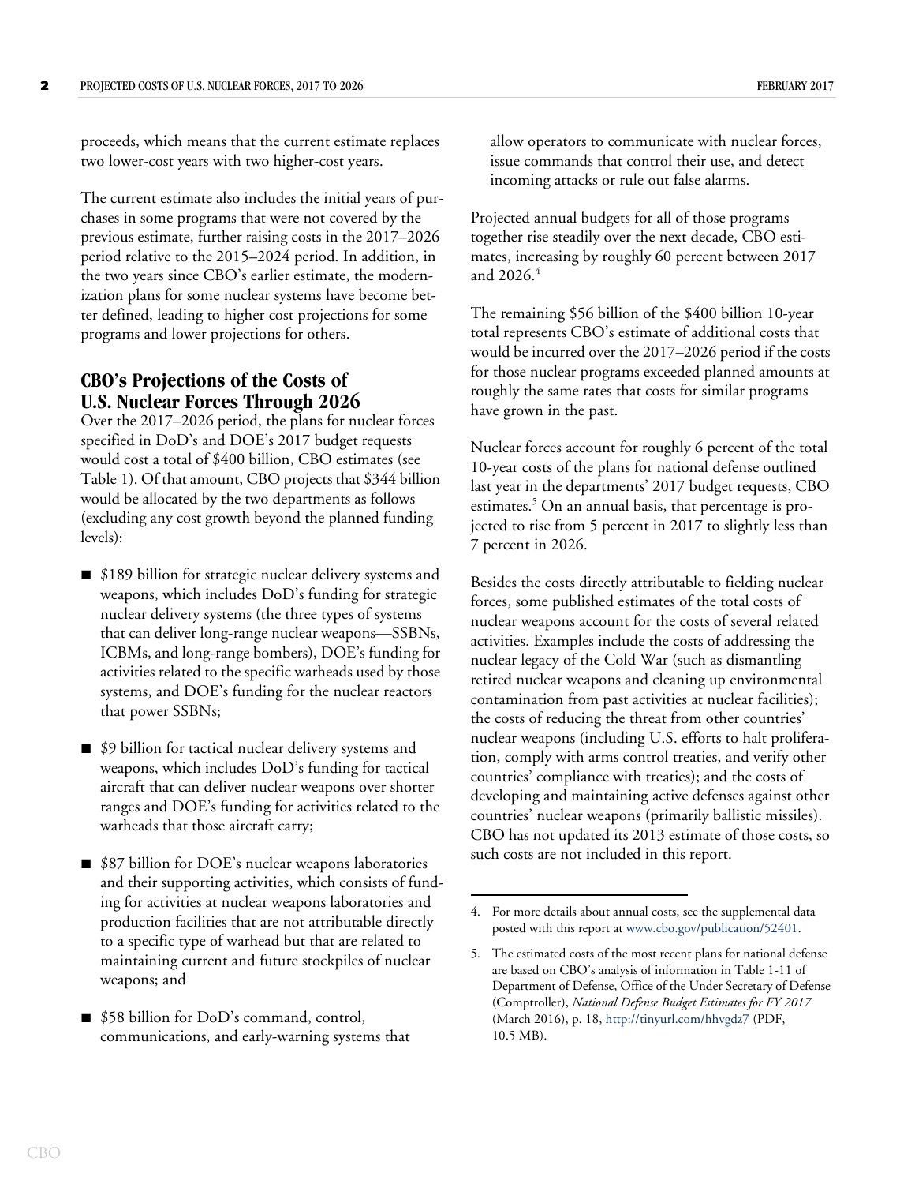proceeds, which means that the current estimate replaces two lower-cost years with two higher-cost years.

The current estimate also includes the initial years of purchases in some programs that were not covered by the previous estimate, further raising costs in the 2017–2026 period relative to the 2015–2024 period. In addition, in the two years since CBO's earlier estimate, the modernization plans for some nuclear systems have become better defined, leading to higher cost projections for some programs and lower projections for others.

## CBO's Projections of the Costs of U.S. Nuclear Forces Through 2026

Over the 2017–2026 period, the plans for nuclear forces specified in DoD's and DOE's 2017 budget requests would cost a total of $400 billion, CBO estimates (see Table 1). Of that amount, CBO projects that $344 billion would be allocated by the two departments as follows (excluding any cost growth beyond the planned funding levels):

- $189 billion for strategic nuclear delivery systems and weapons, which includes DoD's funding for strategic nuclear delivery systems (the three types of systems that can deliver long-range nuclear weapons—SSBNs, ICBMs, and long-range bombers), DOE's funding for activities related to the specific warheads used by those systems, and DOE's funding for the nuclear reactors that power SSBNs;
- $9 billion for tactical nuclear delivery systems and weapons, which includes DoD's funding for tactical aircraft that can deliver nuclear weapons over shorter ranges and DOE's funding for activities related to the warheads that those aircraft carry;
- $87 billion for DOE's nuclear weapons laboratories and their supporting activities, which consists of funding for activities at nuclear weapons laboratories and production facilities that are not attributable directly to a specific type of warhead but that are related to maintaining current and future stockpiles of nuclear weapons; and
- $58 billion for DoD's command, control, communications, and early-warning systems that allow operators to communicate with nuclear forces, issue commands that control their use, and detect incoming attacks or rule out false alarms.

Projected annual budgets for all of those programs together rise steadily over the next decade, CBO estimates, increasing by roughly 60 percent between 2017 and 2026.[4]

The remaining $56 billion of the $400 billion 10-year total represents CBO's estimate of additional costs that would be incurred over the 2017–2026 period if the costs for those nuclear programs exceeded planned amounts at roughly the same rates that costs for similar programs have grown in the past.

Nuclear forces account for roughly 6 percent of the total 10-year costs of the plans for national defense outlined last year in the departments' 2017 budget requests, CBO estimates.[5] On an annual basis, that percentage is projected to rise from 5 percent in 2017 to slightly less than 7 percent in 2026.

Besides the costs directly attributable to fielding nuclear forces, some published estimates of the total costs of nuclear weapons account for the costs of several related activities. Examples include the costs of addressing the nuclear legacy of the Cold War (such as dismantling retired nuclear weapons and cleaning up environmental contamination from past activities at nuclear facilities); the costs of reducing the threat from other countries' nuclear weapons (including U.S. efforts to halt proliferation, comply with arms control treaties, and verify other countries' compliance with treaties); and the costs of developing and maintaining active defenses against other countries' nuclear weapons (primarily ballistic missiles). CBO has not updated its 2013 estimate of those costs, so such costs are not included in this report.

---

4. For more details about annual costs, see the supplemental data posted with this report at www.cbo.gov/publication/52401.

5. The estimated costs of the most recent plans for national defense are based on CBO's analysis of information in Table 1-11 of Department of Defense, Office of the Under Secretary of Defense (Comptroller), *National Defense Budget Estimates for FY 2017* (March 2016), p. 18, http://tinyurl.com/hhvgdz7 (PDF, 10.5 MB).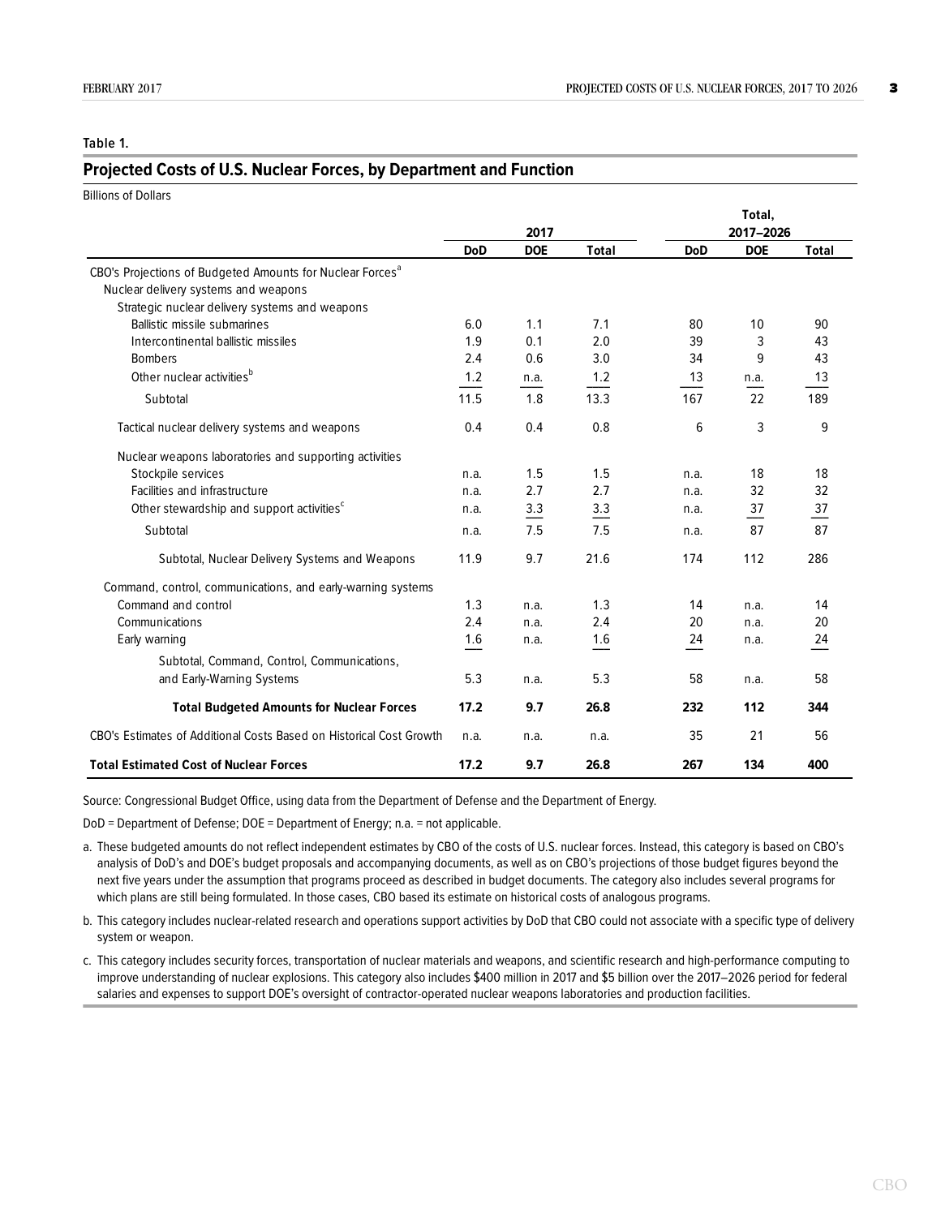Table 1.

## Projected Costs of U.S. Nuclear Forces, by Department and Function

Billions of Dollars

| | 2017 | | | Total, 2017–2026 | | |
|---|---|---|---|---|---|---|
| | DoD | DOE | Total | DoD | DOE | Total |
| CBO's Projections of Budgeted Amounts for Nuclear Forces[a] | | | | | | |
| Nuclear delivery systems and weapons | | | | | | |
| Strategic nuclear delivery systems and weapons | | | | | | |
| Ballistic missile submarines | 6.0 | 1.1 | 7.1 | 80 | 10 | 90 |
| Intercontinental ballistic missiles | 1.9 | 0.1 | 2.0 | 39 | 3 | 43 |
| Bombers | 2.4 | 0.6 | 3.0 | 34 | 9 | 43 |
| Other nuclear activities[b] | 1.2 | n.a. | 1.2 | 13 | n.a. | 13 |
| Subtotal | 11.5 | 1.8 | 13.3 | 167 | 22 | 189 |
| Tactical nuclear delivery systems and weapons | 0.4 | 0.4 | 0.8 | 6 | 3 | 9 |
| Nuclear weapons laboratories and supporting activities | | | | | | |
| Stockpile services | n.a. | 1.5 | 1.5 | n.a. | 18 | 18 |
| Facilities and infrastructure | n.a. | 2.7 | 2.7 | n.a. | 32 | 32 |
| Other stewardship and support activities[c] | n.a. | 3.3 | 3.3 | n.a. | 37 | 37 |
| Subtotal | n.a. | 7.5 | 7.5 | n.a. | 87 | 87 |
| Subtotal, Nuclear Delivery Systems and Weapons | 11.9 | 9.7 | 21.6 | 174 | 112 | 286 |
| Command, control, communications, and early-warning systems | | | | | | |
| Command and control | 1.3 | n.a. | 1.3 | 14 | n.a. | 14 |
| Communications | 2.4 | n.a. | 2.4 | 20 | n.a. | 20 |
| Early warning | 1.6 | n.a. | 1.6 | 24 | n.a. | 24 |
| Subtotal, Command, Control, Communications, and Early-Warning Systems | 5.3 | n.a. | 5.3 | 58 | n.a. | 58 |
| **Total Budgeted Amounts for Nuclear Forces** | **17.2** | **9.7** | **26.8** | **232** | **112** | **344** |
| CBO's Estimates of Additional Costs Based on Historical Cost Growth | n.a. | n.a. | n.a. | 35 | 21 | 56 |
| **Total Estimated Cost of Nuclear Forces** | **17.2** | **9.7** | **26.8** | **267** | **134** | **400** |

Source: Congressional Budget Office, using data from the Department of Defense and the Department of Energy.

DoD = Department of Defense; DOE = Department of Energy; n.a. = not applicable.

a. These budgeted amounts do not reflect independent estimates by CBO of the costs of U.S. nuclear forces. Instead, this category is based on CBO's analysis of DoD's and DOE's budget proposals and accompanying documents, as well as on CBO's projections of those budget figures beyond the next five years under the assumption that programs proceed as described in budget documents. The category also includes several programs for which plans are still being formulated. In those cases, CBO based its estimate on historical costs of analogous programs.

b. This category includes nuclear-related research and operations support activities by DoD that CBO could not associate with a specific type of delivery system or weapon.

c. This category includes security forces, transportation of nuclear materials and weapons, and scientific research and high-performance computing to improve understanding of nuclear explosions. This category also includes $400 million in 2017 and $5 billion over the 2017–2026 period for federal salaries and expenses to support DOE's oversight of contractor-operated nuclear weapons laboratories and production facilities.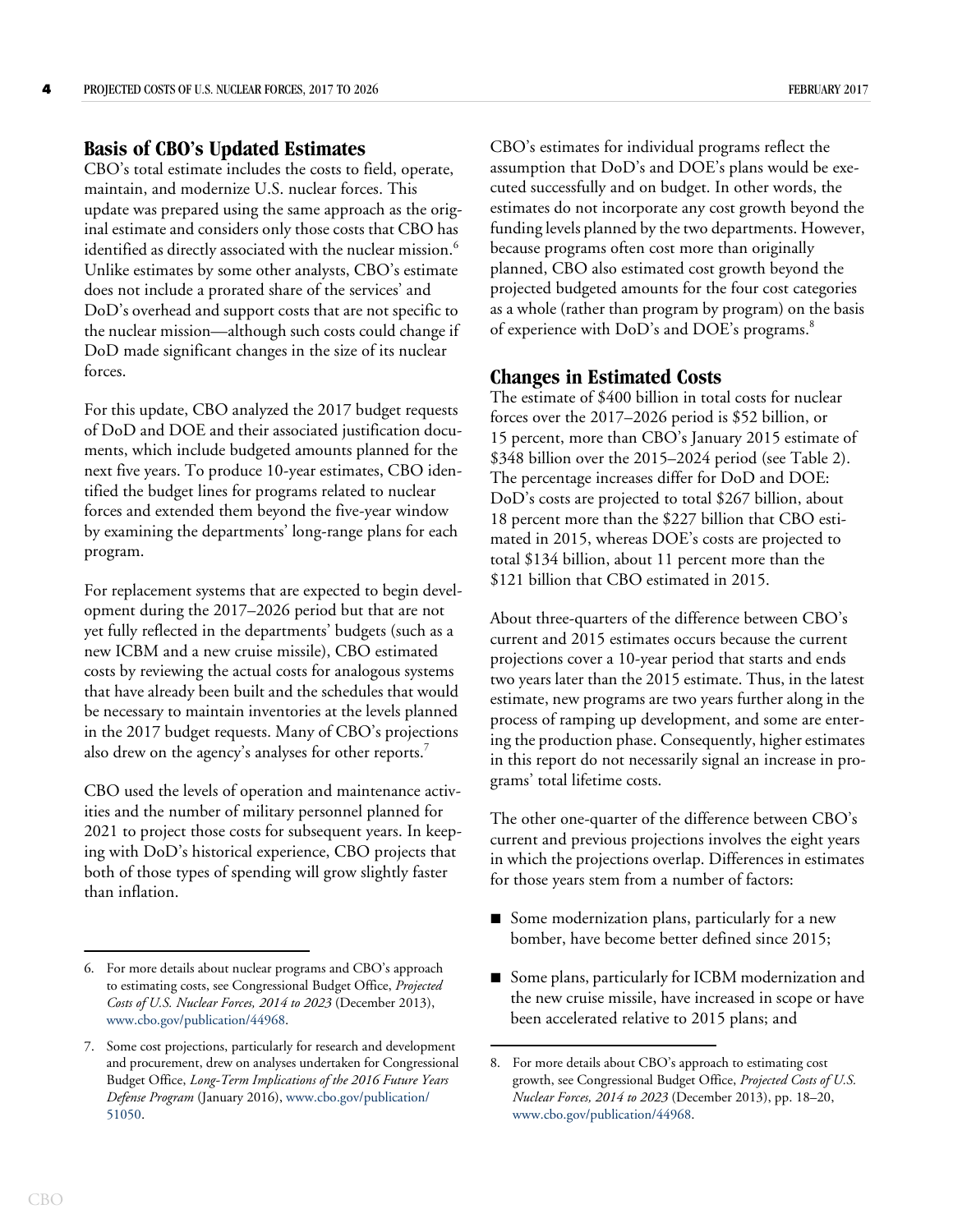## Basis of CBO's Updated Estimates

CBO's total estimate includes the costs to field, operate, maintain, and modernize U.S. nuclear forces. This update was prepared using the same approach as the original estimate and considers only those costs that CBO has identified as directly associated with the nuclear mission.[6] Unlike estimates by some other analysts, CBO's estimate does not include a prorated share of the services' and DoD's overhead and support costs that are not specific to the nuclear mission—although such costs could change if DoD made significant changes in the size of its nuclear forces.

For this update, CBO analyzed the 2017 budget requests of DoD and DOE and their associated justification documents, which include budgeted amounts planned for the next five years. To produce 10-year estimates, CBO identified the budget lines for programs related to nuclear forces and extended them beyond the five-year window by examining the departments' long-range plans for each program.

For replacement systems that are expected to begin development during the 2017–2026 period but that are not yet fully reflected in the departments' budgets (such as a new ICBM and a new cruise missile), CBO estimated costs by reviewing the actual costs for analogous systems that have already been built and the schedules that would be necessary to maintain inventories at the levels planned in the 2017 budget requests. Many of CBO's projections also drew on the agency's analyses for other reports.[7]

CBO used the levels of operation and maintenance activities and the number of military personnel planned for 2021 to project those costs for subsequent years. In keeping with DoD's historical experience, CBO projects that both of those types of spending will grow slightly faster than inflation.

CBO's estimates for individual programs reflect the assumption that DoD's and DOE's plans would be executed successfully and on budget. In other words, the estimates do not incorporate any cost growth beyond the funding levels planned by the two departments. However, because programs often cost more than originally planned, CBO also estimated cost growth beyond the projected budgeted amounts for the four cost categories as a whole (rather than program by program) on the basis of experience with DoD's and DOE's programs.[8]

## Changes in Estimated Costs

The estimate of $400 billion in total costs for nuclear forces over the 2017–2026 period is $52 billion, or 15 percent, more than CBO's January 2015 estimate of $348 billion over the 2015–2024 period (see Table 2). The percentage increases differ for DoD and DOE: DoD's costs are projected to total $267 billion, about 18 percent more than the $227 billion that CBO estimated in 2015, whereas DOE's costs are projected to total $134 billion, about 11 percent more than the $121 billion that CBO estimated in 2015.

About three-quarters of the difference between CBO's current and 2015 estimates occurs because the current projections cover a 10-year period that starts and ends two years later than the 2015 estimate. Thus, in the latest estimate, new programs are two years further along in the process of ramping up development, and some are entering the production phase. Consequently, higher estimates in this report do not necessarily signal an increase in programs' total lifetime costs.

The other one-quarter of the difference between CBO's current and previous projections involves the eight years in which the projections overlap. Differences in estimates for those years stem from a number of factors:

- Some modernization plans, particularly for a new bomber, have become better defined since 2015;
- Some plans, particularly for ICBM modernization and the new cruise missile, have increased in scope or have been accelerated relative to 2015 plans; and

---

6. For more details about nuclear programs and CBO's approach to estimating costs, see Congressional Budget Office, *Projected Costs of U.S. Nuclear Forces, 2014 to 2023* (December 2013), www.cbo.gov/publication/44968.

7. Some cost projections, particularly for research and development and procurement, drew on analyses undertaken for Congressional Budget Office, *Long-Term Implications of the 2016 Future Years Defense Program* (January 2016), www.cbo.gov/publication/51050.

8. For more details about CBO's approach to estimating cost growth, see Congressional Budget Office, *Projected Costs of U.S. Nuclear Forces, 2014 to 2023* (December 2013), pp. 18–20, www.cbo.gov/publication/44968.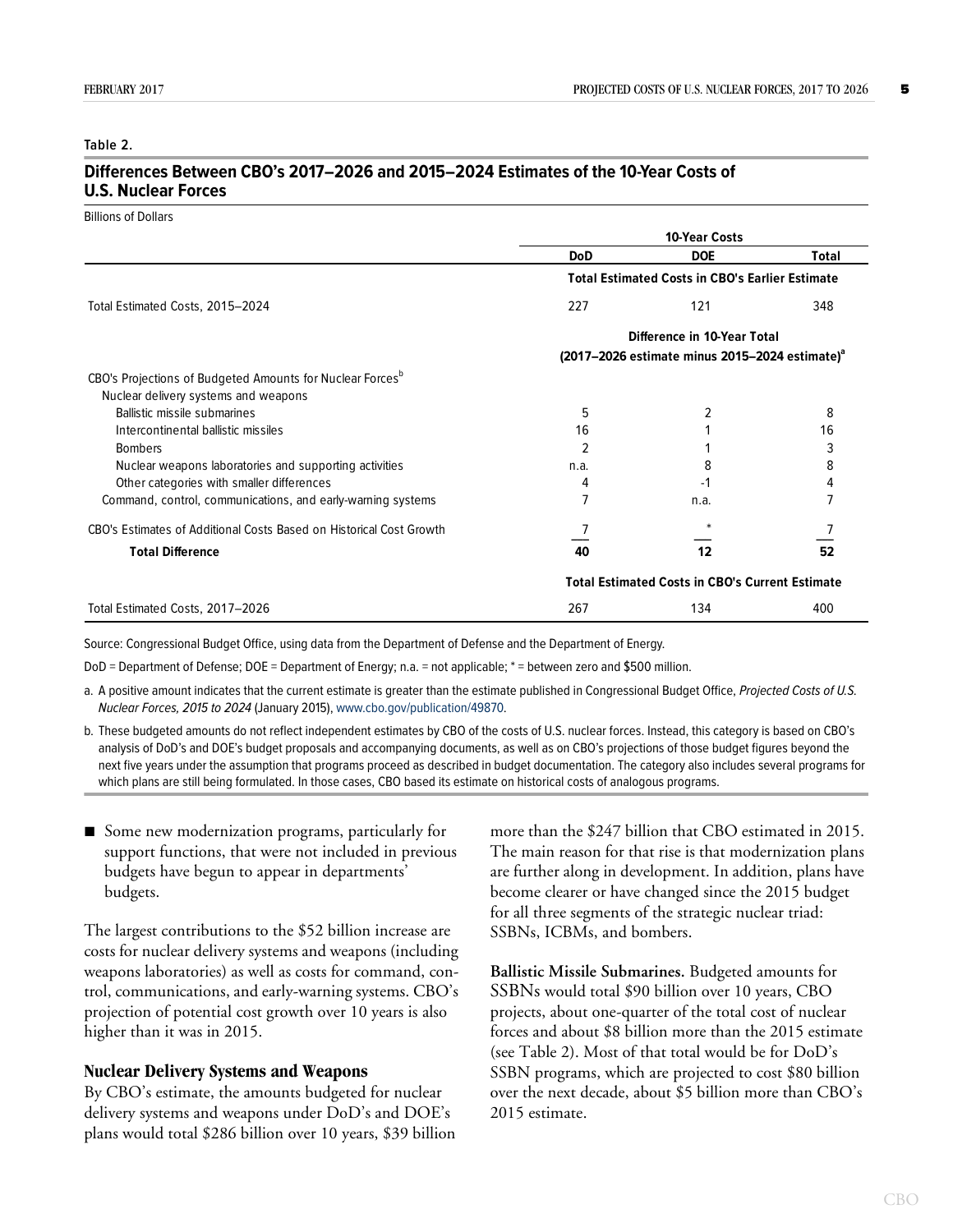Table 2.

**Differences Between CBO's 2017–2026 and 2015–2024 Estimates of the 10-Year Costs of U.S. Nuclear Forces**

Billions of Dollars

| | 10-Year Costs | | |
|---|---|---|---|
| | DoD | DOE | Total |
| | **Total Estimated Costs in CBO's Earlier Estimate** | | |
| Total Estimated Costs, 2015–2024 | 227 | 121 | 348 |
| | **Difference in 10-Year Total (2017–2026 estimate minus 2015–2024 estimate)[a]** | | |
| CBO's Projections of Budgeted Amounts for Nuclear Forces[b] | | | |
| Nuclear delivery systems and weapons | | | |
| Ballistic missile submarines | 5 | 2 | 8 |
| Intercontinental ballistic missiles | 16 | 1 | 16 |
| Bombers | 2 | 1 | 3 |
| Nuclear weapons laboratories and supporting activities | n.a. | 8 | 8 |
| Other categories with smaller differences | 4 | -1 | 4 |
| Command, control, communications, and early-warning systems | 7 | n.a. | 7 |
| CBO's Estimates of Additional Costs Based on Historical Cost Growth | 7 | * | 7 |
| **Total Difference** | **40** | **12** | **52** |
| | **Total Estimated Costs in CBO's Current Estimate** | | |
| Total Estimated Costs, 2017–2026 | 267 | 134 | 400 |

Source: Congressional Budget Office, using data from the Department of Defense and the Department of Energy.

DoD = Department of Defense; DOE = Department of Energy; n.a. = not applicable; * = between zero and $500 million.

a. A positive amount indicates that the current estimate is greater than the estimate published in Congressional Budget Office, *Projected Costs of U.S. Nuclear Forces, 2015 to 2024* (January 2015), www.cbo.gov/publication/49870.

b. These budgeted amounts do not reflect independent estimates by CBO of the costs of U.S. nuclear forces. Instead, this category is based on CBO's analysis of DoD's and DOE's budget proposals and accompanying documents, as well as on CBO's projections of those budget figures beyond the next five years under the assumption that programs proceed as described in budget documentation. The category also includes several programs for which plans are still being formulated. In those cases, CBO based its estimate on historical costs of analogous programs.

- Some new modernization programs, particularly for support functions, that were not included in previous budgets have begun to appear in departments' budgets.

The largest contributions to the $52 billion increase are costs for nuclear delivery systems and weapons (including weapons laboratories) as well as costs for command, control, communications, and early-warning systems. CBO's projection of potential cost growth over 10 years is also higher than it was in 2015.

### Nuclear Delivery Systems and Weapons

By CBO's estimate, the amounts budgeted for nuclear delivery systems and weapons under DoD's and DOE's plans would total $286 billion over 10 years, $39 billion more than the $247 billion that CBO estimated in 2015. The main reason for that rise is that modernization plans are further along in development. In addition, plans have become clearer or have changed since the 2015 budget for all three segments of the strategic nuclear triad: SSBNs, ICBMs, and bombers.

**Ballistic Missile Submarines.** Budgeted amounts for SSBNs would total $90 billion over 10 years, CBO projects, about one-quarter of the total cost of nuclear forces and about $8 billion more than the 2015 estimate (see Table 2). Most of that total would be for DoD's SSBN programs, which are projected to cost $80 billion over the next decade, about $5 billion more than CBO's 2015 estimate.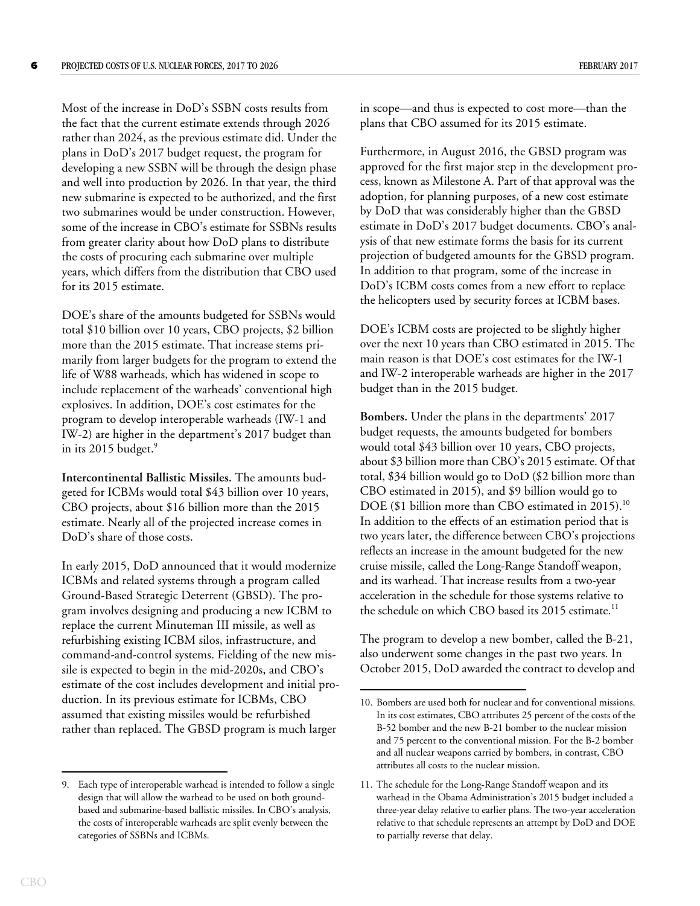Most of the increase in DoD's SSBN costs results from the fact that the current estimate extends through 2026 rather than 2024, as the previous estimate did. Under the plans in DoD's 2017 budget request, the program for developing a new SSBN will be through the design phase and well into production by 2026. In that year, the third new submarine is expected to be authorized, and the first two submarines would be under construction. However, some of the increase in CBO's estimate for SSBNs results from greater clarity about how DoD plans to distribute the costs of procuring each submarine over multiple years, which differs from the distribution that CBO used for its 2015 estimate.

DOE's share of the amounts budgeted for SSBNs would total $10 billion over 10 years, CBO projects, $2 billion more than the 2015 estimate. That increase stems primarily from larger budgets for the program to extend the life of W88 warheads, which has widened in scope to include replacement of the warheads' conventional high explosives. In addition, DOE's cost estimates for the program to develop interoperable warheads (IW-1 and IW-2) are higher in the department's 2017 budget than in its 2015 budget.[9]

**Intercontinental Ballistic Missiles.** The amounts budgeted for ICBMs would total $43 billion over 10 years, CBO projects, about $16 billion more than the 2015 estimate. Nearly all of the projected increase comes in DoD's share of those costs.

In early 2015, DoD announced that it would modernize ICBMs and related systems through a program called Ground-Based Strategic Deterrent (GBSD). The program involves designing and producing a new ICBM to replace the current Minuteman III missile, as well as refurbishing existing ICBM silos, infrastructure, and command-and-control systems. Fielding of the new missile is expected to begin in the mid-2020s, and CBO's estimate of the cost includes development and initial production. In its previous estimate for ICBMs, CBO assumed that existing missiles would be refurbished rather than replaced. The GBSD program is much larger in scope—and thus is expected to cost more—than the plans that CBO assumed for its 2015 estimate.

Furthermore, in August 2016, the GBSD program was approved for the first major step in the development process, known as Milestone A. Part of that approval was the adoption, for planning purposes, of a new cost estimate by DoD that was considerably higher than the GBSD estimate in DoD's 2017 budget documents. CBO's analysis of that new estimate forms the basis for its current projection of budgeted amounts for the GBSD program. In addition to that program, some of the increase in DoD's ICBM costs comes from a new effort to replace the helicopters used by security forces at ICBM bases.

DOE's ICBM costs are projected to be slightly higher over the next 10 years than CBO estimated in 2015. The main reason is that DOE's cost estimates for the IW-1 and IW-2 interoperable warheads are higher in the 2017 budget than in the 2015 budget.

**Bombers.** Under the plans in the departments' 2017 budget requests, the amounts budgeted for bombers would total $43 billion over 10 years, CBO projects, about $3 billion more than CBO's 2015 estimate. Of that total, $34 billion would go to DoD ($2 billion more than CBO estimated in 2015), and $9 billion would go to DOE ($1 billion more than CBO estimated in 2015).[10] In addition to the effects of an estimation period that is two years later, the difference between CBO's projections reflects an increase in the amount budgeted for the new cruise missile, called the Long-Range Standoff weapon, and its warhead. That increase results from a two-year acceleration in the schedule for those systems relative to the schedule on which CBO based its 2015 estimate.[11]

The program to develop a new bomber, called the B-21, also underwent some changes in the past two years. In October 2015, DoD awarded the contract to develop and

---

9. Each type of interoperable warhead is intended to follow a single design that will allow the warhead to be used on both ground-based and submarine-based ballistic missiles. In CBO's analysis, the costs of interoperable warheads are split evenly between the categories of SSBNs and ICBMs.

10. Bombers are used both for nuclear and for conventional missions. In its cost estimates, CBO attributes 25 percent of the costs of the B-52 bomber and the new B-21 bomber to the nuclear mission and 75 percent to the conventional mission. For the B-2 bomber and all nuclear weapons carried by bombers, in contrast, CBO attributes all costs to the nuclear mission.

11. The schedule for the Long-Range Standoff weapon and its warhead in the Obama Administration's 2015 budget included a three-year delay relative to earlier plans. The two-year acceleration relative to that schedule represents an attempt by DoD and DOE to partially reverse that delay.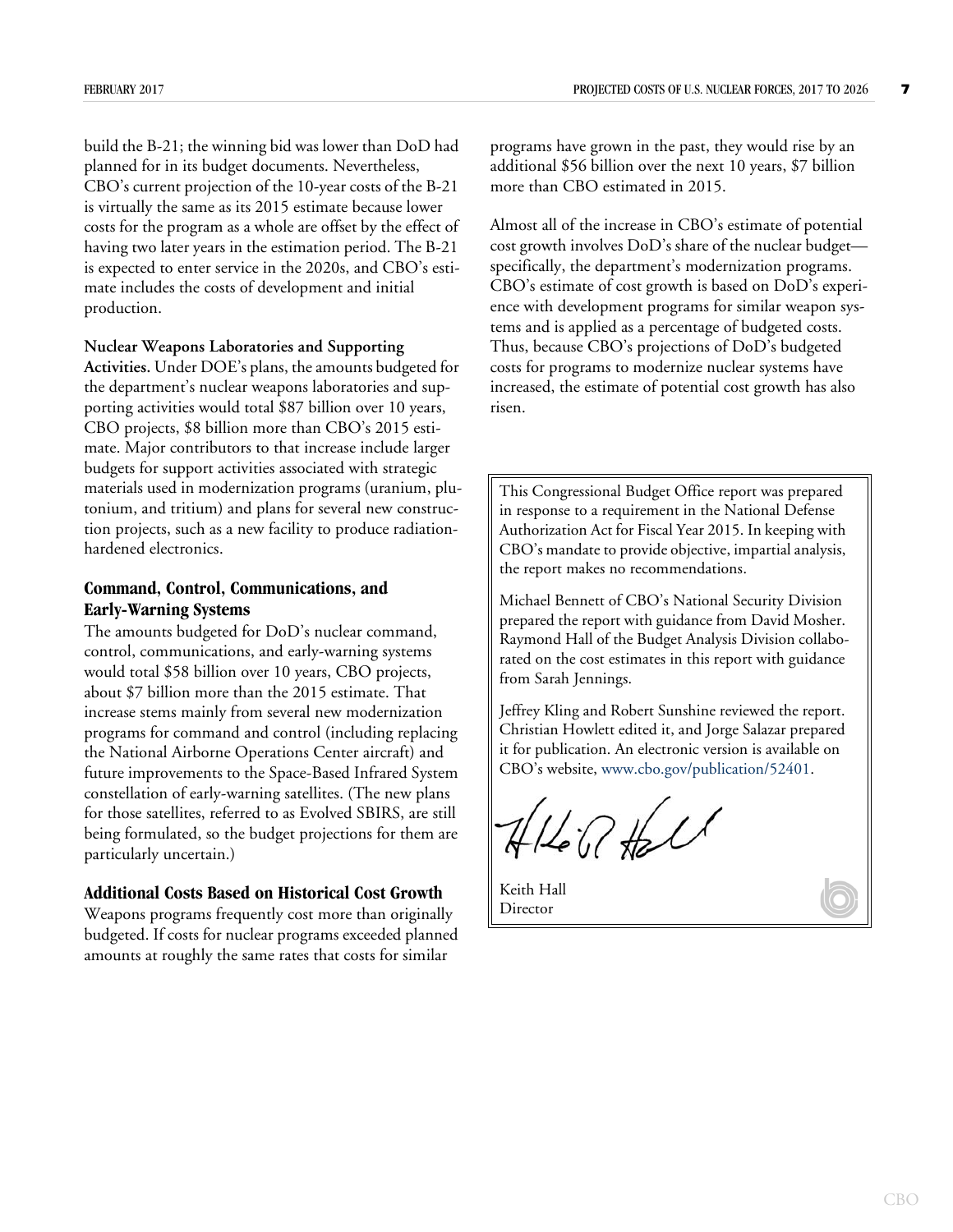build the B-21; the winning bid was lower than DoD had planned for in its budget documents. Nevertheless, CBO's current projection of the 10-year costs of the B-21 is virtually the same as its 2015 estimate because lower costs for the program as a whole are offset by the effect of having two later years in the estimation period. The B-21 is expected to enter service in the 2020s, and CBO's estimate includes the costs of development and initial production.

**Nuclear Weapons Laboratories and Supporting Activities.** Under DOE's plans, the amounts budgeted for the department's nuclear weapons laboratories and supporting activities would total $87 billion over 10 years, CBO projects, $8 billion more than CBO's 2015 estimate. Major contributors to that increase include larger budgets for support activities associated with strategic materials used in modernization programs (uranium, plutonium, and tritium) and plans for several new construction projects, such as a new facility to produce radiation-hardened electronics.

## Command, Control, Communications, and Early-Warning Systems

The amounts budgeted for DoD's nuclear command, control, communications, and early-warning systems would total $58 billion over 10 years, CBO projects, about $7 billion more than the 2015 estimate. That increase stems mainly from several new modernization programs for command and control (including replacing the National Airborne Operations Center aircraft) and future improvements to the Space-Based Infrared System constellation of early-warning satellites. (The new plans for those satellites, referred to as Evolved SBIRS, are still being formulated, so the budget projections for them are particularly uncertain.)

## Additional Costs Based on Historical Cost Growth

Weapons programs frequently cost more than originally budgeted. If costs for nuclear programs exceeded planned amounts at roughly the same rates that costs for similar programs have grown in the past, they would rise by an additional $56 billion over the next 10 years, $7 billion more than CBO estimated in 2015.

Almost all of the increase in CBO's estimate of potential cost growth involves DoD's share of the nuclear budget—specifically, the department's modernization programs. CBO's estimate of cost growth is based on DoD's experience with development programs for similar weapon systems and is applied as a percentage of budgeted costs. Thus, because CBO's projections of DoD's budgeted costs for programs to modernize nuclear systems have increased, the estimate of potential cost growth has also risen.

This Congressional Budget Office report was prepared in response to a requirement in the National Defense Authorization Act for Fiscal Year 2015. In keeping with CBO's mandate to provide objective, impartial analysis, the report makes no recommendations.

Michael Bennett of CBO's National Security Division prepared the report with guidance from David Mosher. Raymond Hall of the Budget Analysis Division collaborated on the cost estimates in this report with guidance from Sarah Jennings.

Jeffrey Kling and Robert Sunshine reviewed the report. Christian Howlett edited it, and Jorge Salazar prepared it for publication. An electronic version is available on CBO's website, www.cbo.gov/publication/52401.

Keith Hall
Director